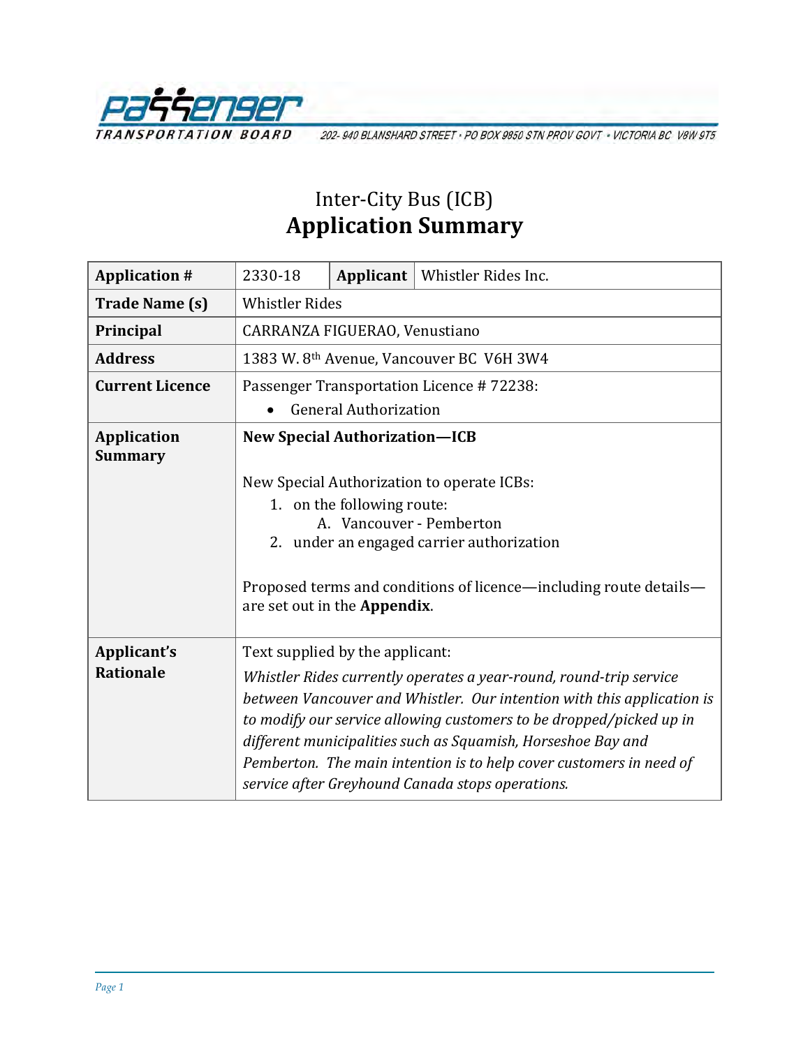PASSENGER TRANSPORTATION BOARD
202- 940 BLANSHARD STREET • PO BOX 9850 STN PROV GOVT • VICTORIA BC V8W 9T5

# Inter-City Bus (ICB)
# Application Summary

| **Application #** | 2330-18 | **Applicant** | Whistler Rides Inc. |
|---|---|---|---|
| **Trade Name (s)** | Whistler Rides | | |
| **Principal** | CARRANZA FIGUERAO, Venustiano | | |
| **Address** | 1383 W. 8th Avenue, Vancouver BC V6H 3W4 | | |
| **Current Licence** | Passenger Transportation Licence # 72238:<br>• General Authorization | | |
| **Application Summary** | **New Special Authorization—ICB**<br><br>New Special Authorization to operate ICBs:<br>1. on the following route:<br>A. Vancouver - Pemberton<br>2. under an engaged carrier authorization<br><br>Proposed terms and conditions of licence—including route details—are set out in the **Appendix**. | | |
| **Applicant's Rationale** | Text supplied by the applicant:<br>*Whistler Rides currently operates a year-round, round-trip service between Vancouver and Whistler. Our intention with this application is to modify our service allowing customers to be dropped/picked up in different municipalities such as Squamish, Horseshoe Bay and Pemberton. The main intention is to help cover customers in need of service after Greyhound Canada stops operations.* | | |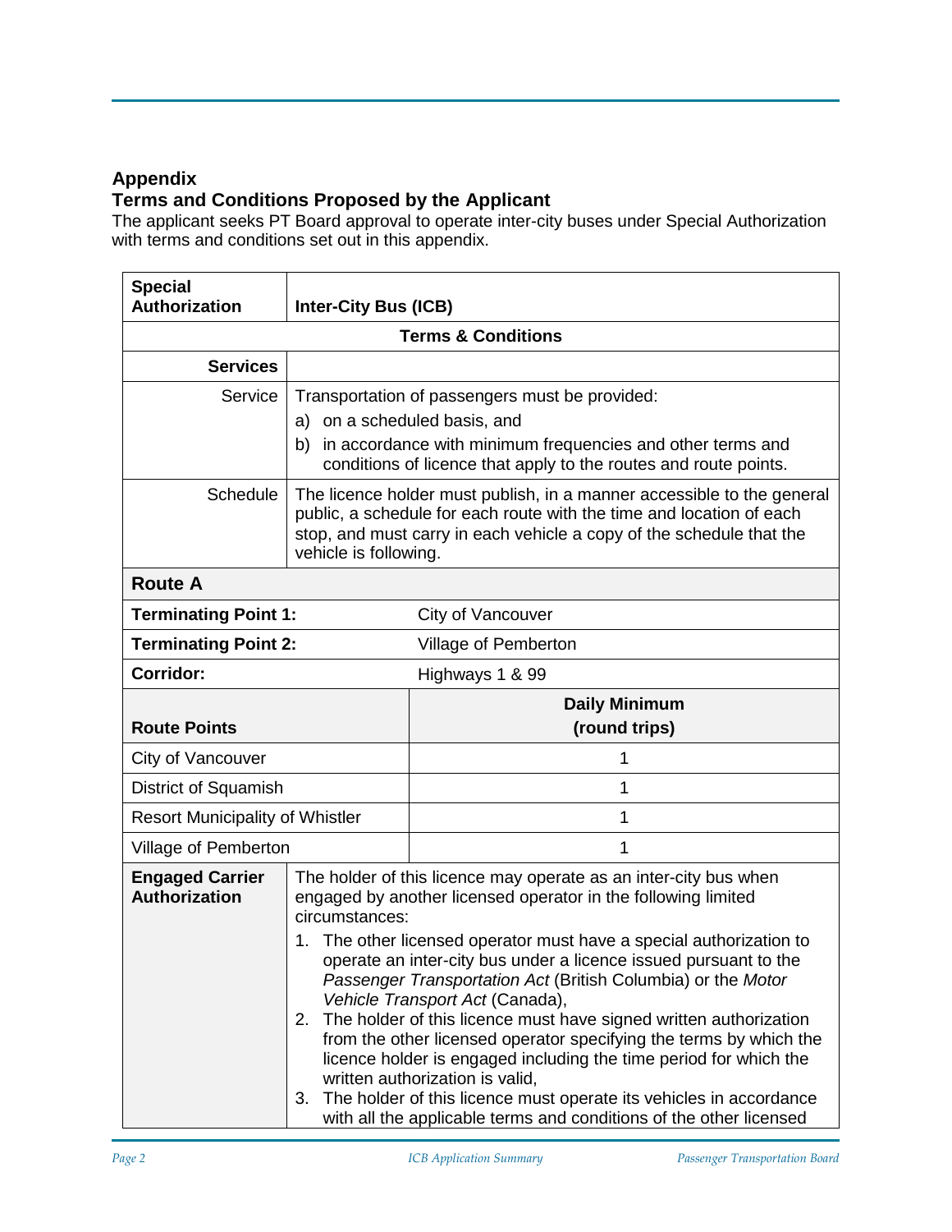## Appendix

## Terms and Conditions Proposed by the Applicant

The applicant seeks PT Board approval to operate inter-city buses under Special Authorization with terms and conditions set out in this appendix.

| **Special Authorization** | **Inter-City Bus (ICB)** |
|---|---|
| **Terms & Conditions** | |
| **Services** | |
| Service | Transportation of passengers must be provided:<br>a) on a scheduled basis, and<br>b) in accordance with minimum frequencies and other terms and conditions of licence that apply to the routes and route points. |
| Schedule | The licence holder must publish, in a manner accessible to the general public, a schedule for each route with the time and location of each stop, and must carry in each vehicle a copy of the schedule that the vehicle is following. |

| **Route A** | |
|---|---|
| **Terminating Point 1:** | City of Vancouver |
| **Terminating Point 2:** | Village of Pemberton |
| **Corridor:** | Highways 1 & 99 |
| **Route Points** | **Daily Minimum (round trips)** |
| City of Vancouver | 1 |
| District of Squamish | 1 |
| Resort Municipality of Whistler | 1 |
| Village of Pemberton | 1 |

| **Engaged Carrier Authorization** | The holder of this licence may operate as an inter-city bus when engaged by another licensed operator in the following limited circumstances:<br>1. The other licensed operator must have a special authorization to operate an inter-city bus under a licence issued pursuant to the *Passenger Transportation Act* (British Columbia) or the *Motor Vehicle Transport Act* (Canada),<br>2. The holder of this licence must have signed written authorization from the other licensed operator specifying the terms by which the licence holder is engaged including the time period for which the written authorization is valid,<br>3. The holder of this licence must operate its vehicles in accordance with all the applicable terms and conditions of the other licensed |
|---|---|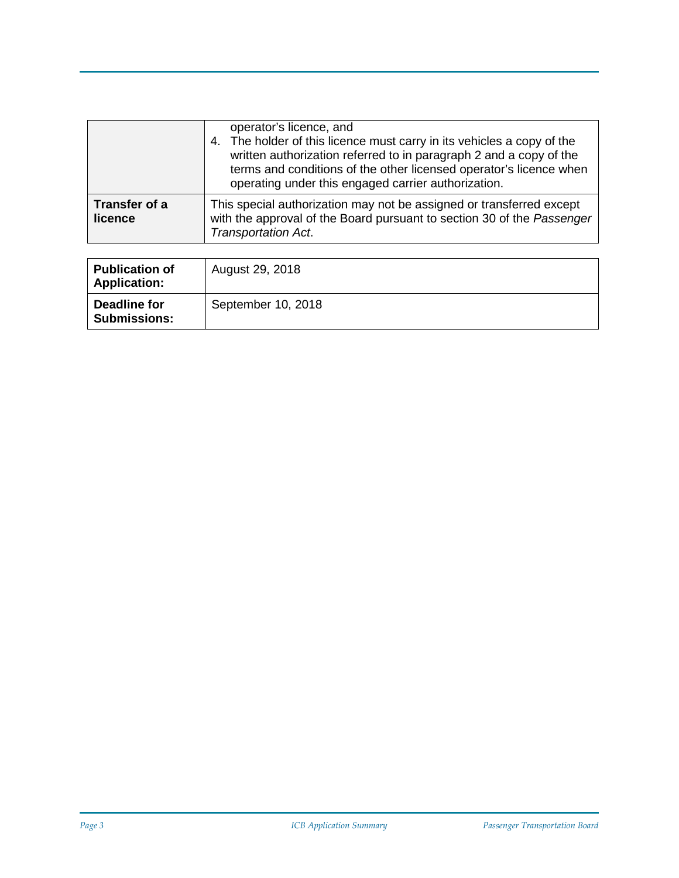| | |
|---|---|
| | operator's licence, and<br>4. The holder of this licence must carry in its vehicles a copy of the written authorization referred to in paragraph 2 and a copy of the terms and conditions of the other licensed operator's licence when operating under this engaged carrier authorization. |
| **Transfer of a licence** | This special authorization may not be assigned or transferred except with the approval of the Board pursuant to section 30 of the *Passenger Transportation Act*. |

| | |
|---|---|
| **Publication of Application:** | August 29, 2018 |
| **Deadline for Submissions:** | September 10, 2018 |